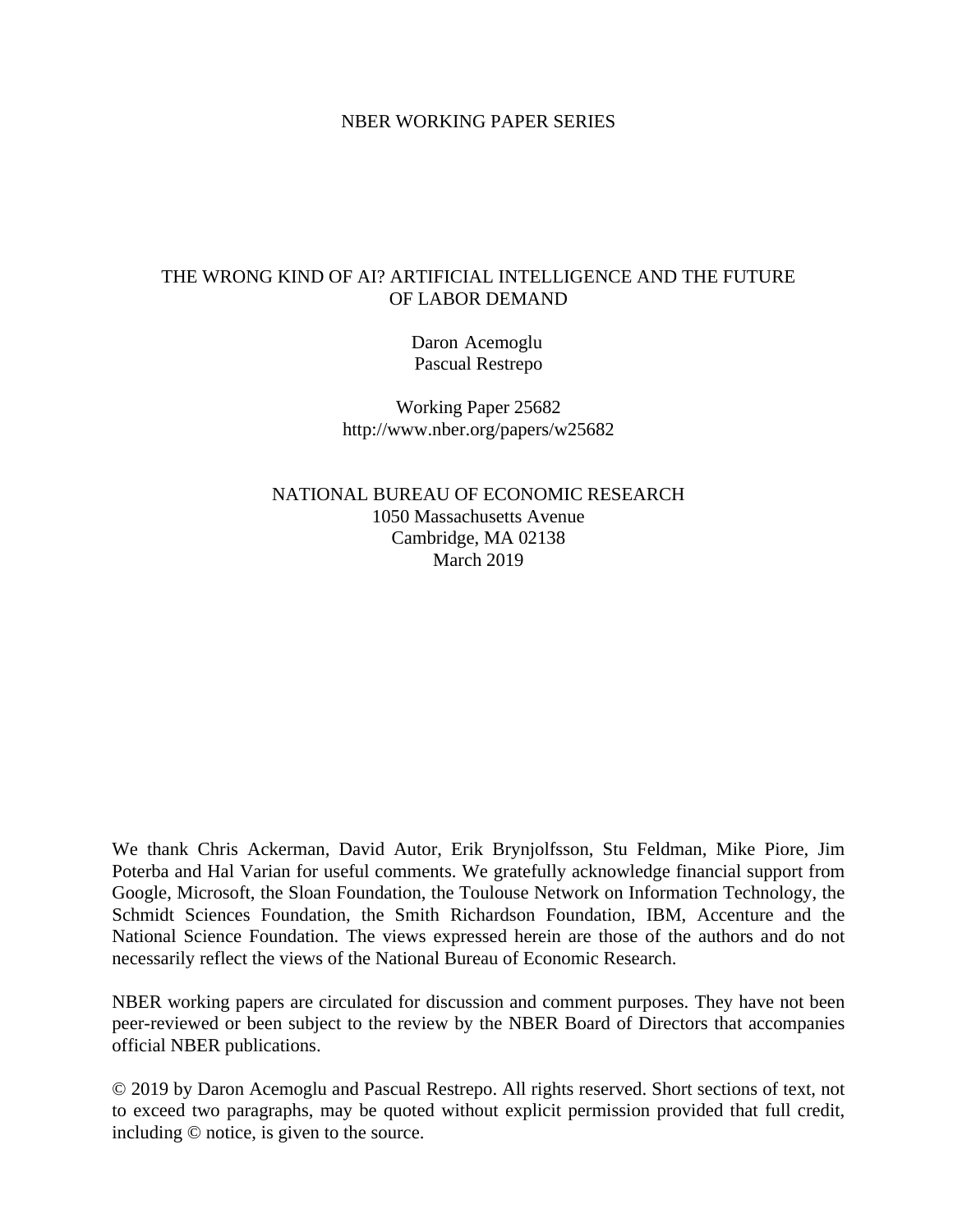NBER WORKING PAPER SERIES

# THE WRONG KIND OF AI? ARTIFICIAL INTELLIGENCE AND THE FUTURE OF LABOR DEMAND

Daron Acemoglu
Pascual Restrepo

Working Paper 25682
http://www.nber.org/papers/w25682

NATIONAL BUREAU OF ECONOMIC RESEARCH
1050 Massachusetts Avenue
Cambridge, MA 02138
March 2019

We thank Chris Ackerman, David Autor, Erik Brynjolfsson, Stu Feldman, Mike Piore, Jim Poterba and Hal Varian for useful comments. We gratefully acknowledge financial support from Google, Microsoft, the Sloan Foundation, the Toulouse Network on Information Technology, the Schmidt Sciences Foundation, the Smith Richardson Foundation, IBM, Accenture and the National Science Foundation. The views expressed herein are those of the authors and do not necessarily reflect the views of the National Bureau of Economic Research.

NBER working papers are circulated for discussion and comment purposes. They have not been peer-reviewed or been subject to the review by the NBER Board of Directors that accompanies official NBER publications.

© 2019 by Daron Acemoglu and Pascual Restrepo. All rights reserved. Short sections of text, not to exceed two paragraphs, may be quoted without explicit permission provided that full credit, including © notice, is given to the source.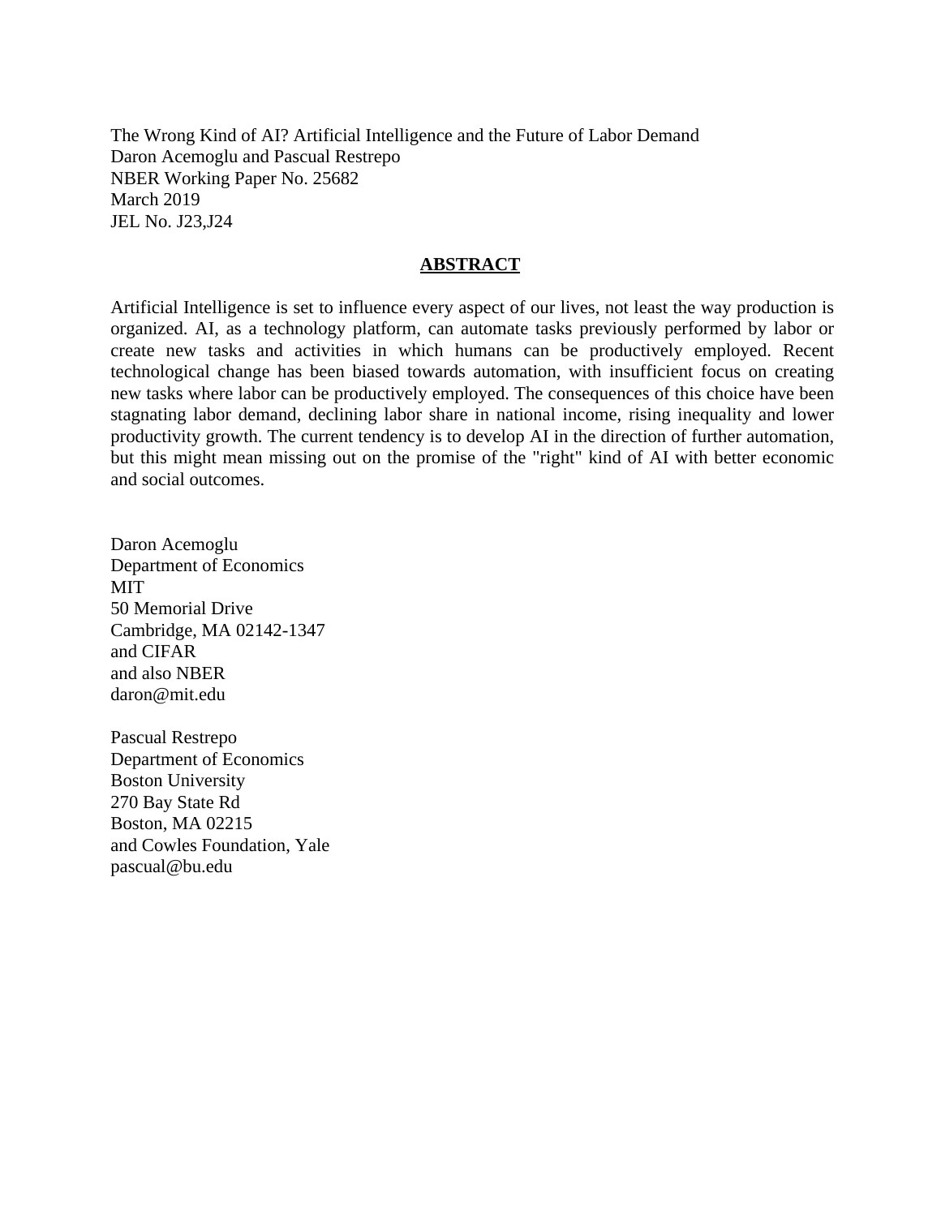The Wrong Kind of AI? Artificial Intelligence and the Future of Labor Demand
Daron Acemoglu and Pascual Restrepo
NBER Working Paper No. 25682
March 2019
JEL No. J23,J24

## **ABSTRACT**

Artificial Intelligence is set to influence every aspect of our lives, not least the way production is organized. AI, as a technology platform, can automate tasks previously performed by labor or create new tasks and activities in which humans can be productively employed. Recent technological change has been biased towards automation, with insufficient focus on creating new tasks where labor can be productively employed. The consequences of this choice have been stagnating labor demand, declining labor share in national income, rising inequality and lower productivity growth. The current tendency is to develop AI in the direction of further automation, but this might mean missing out on the promise of the "right" kind of AI with better economic and social outcomes.

Daron Acemoglu
Department of Economics
MIT
50 Memorial Drive
Cambridge, MA 02142-1347
and CIFAR
and also NBER
daron@mit.edu

Pascual Restrepo
Department of Economics
Boston University
270 Bay State Rd
Boston, MA 02215
and Cowles Foundation, Yale
pascual@bu.edu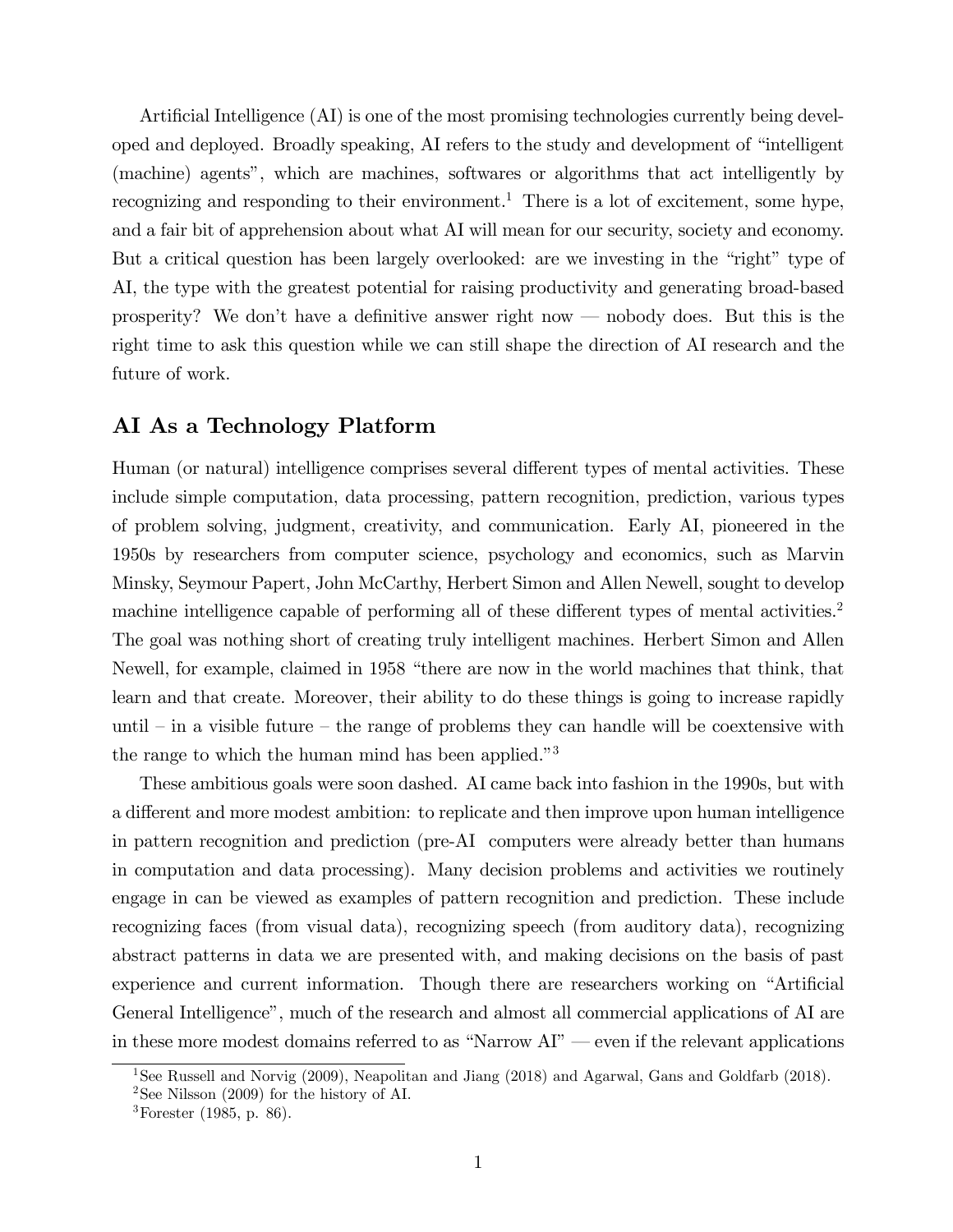Artificial Intelligence (AI) is one of the most promising technologies currently being developed and deployed. Broadly speaking, AI refers to the study and development of "intelligent (machine) agents", which are machines, softwares or algorithms that act intelligently by recognizing and responding to their environment.[1] There is a lot of excitement, some hype, and a fair bit of apprehension about what AI will mean for our security, society and economy. But a critical question has been largely overlooked: are we investing in the "right" type of AI, the type with the greatest potential for raising productivity and generating broad-based prosperity? We don't have a definitive answer right now — nobody does. But this is the right time to ask this question while we can still shape the direction of AI research and the future of work.

## AI As a Technology Platform

Human (or natural) intelligence comprises several different types of mental activities. These include simple computation, data processing, pattern recognition, prediction, various types of problem solving, judgment, creativity, and communication. Early AI, pioneered in the 1950s by researchers from computer science, psychology and economics, such as Marvin Minsky, Seymour Papert, John McCarthy, Herbert Simon and Allen Newell, sought to develop machine intelligence capable of performing all of these different types of mental activities.[2] The goal was nothing short of creating truly intelligent machines. Herbert Simon and Allen Newell, for example, claimed in 1958 "there are now in the world machines that think, that learn and that create. Moreover, their ability to do these things is going to increase rapidly until – in a visible future – the range of problems they can handle will be coextensive with the range to which the human mind has been applied."[3]

These ambitious goals were soon dashed. AI came back into fashion in the 1990s, but with a different and more modest ambition: to replicate and then improve upon human intelligence in pattern recognition and prediction (pre-AI computers were already better than humans in computation and data processing). Many decision problems and activities we routinely engage in can be viewed as examples of pattern recognition and prediction. These include recognizing faces (from visual data), recognizing speech (from auditory data), recognizing abstract patterns in data we are presented with, and making decisions on the basis of past experience and current information. Though there are researchers working on "Artificial General Intelligence", much of the research and almost all commercial applications of AI are in these more modest domains referred to as "Narrow AI" — even if the relevant applications

[1] See Russell and Norvig (2009), Neapolitan and Jiang (2018) and Agarwal, Gans and Goldfarb (2018).

[2] See Nilsson (2009) for the history of AI.

[3] Forester (1985, p. 86).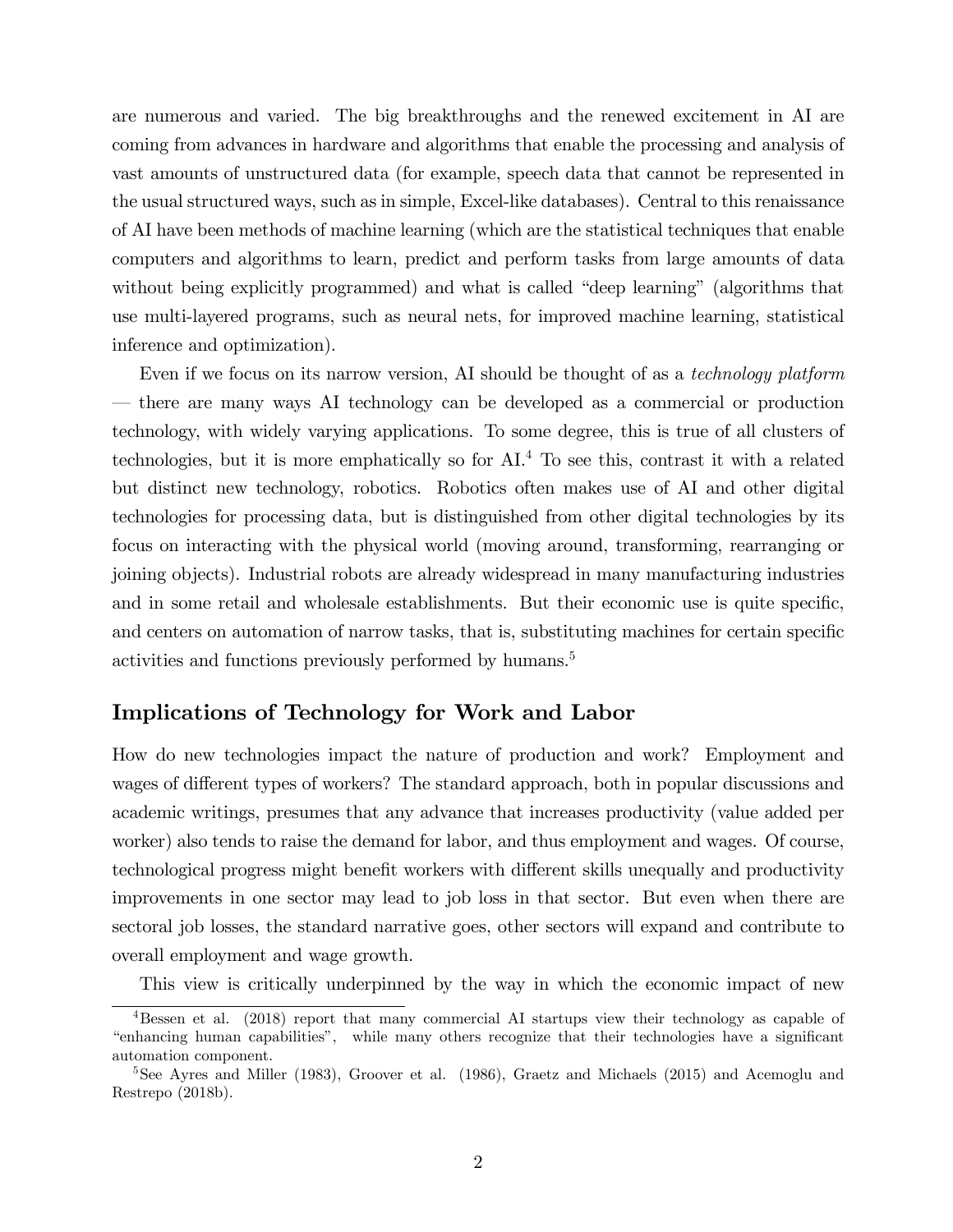are numerous and varied. The big breakthroughs and the renewed excitement in AI are coming from advances in hardware and algorithms that enable the processing and analysis of vast amounts of unstructured data (for example, speech data that cannot be represented in the usual structured ways, such as in simple, Excel-like databases). Central to this renaissance of AI have been methods of machine learning (which are the statistical techniques that enable computers and algorithms to learn, predict and perform tasks from large amounts of data without being explicitly programmed) and what is called "deep learning" (algorithms that use multi-layered programs, such as neural nets, for improved machine learning, statistical inference and optimization).

Even if we focus on its narrow version, AI should be thought of as a *technology platform* — there are many ways AI technology can be developed as a commercial or production technology, with widely varying applications. To some degree, this is true of all clusters of technologies, but it is more emphatically so for AI.[4] To see this, contrast it with a related but distinct new technology, robotics. Robotics often makes use of AI and other digital technologies for processing data, but is distinguished from other digital technologies by its focus on interacting with the physical world (moving around, transforming, rearranging or joining objects). Industrial robots are already widespread in many manufacturing industries and in some retail and wholesale establishments. But their economic use is quite specific, and centers on automation of narrow tasks, that is, substituting machines for certain specific activities and functions previously performed by humans.[5]

## Implications of Technology for Work and Labor

How do new technologies impact the nature of production and work? Employment and wages of different types of workers? The standard approach, both in popular discussions and academic writings, presumes that any advance that increases productivity (value added per worker) also tends to raise the demand for labor, and thus employment and wages. Of course, technological progress might benefit workers with different skills unequally and productivity improvements in one sector may lead to job loss in that sector. But even when there are sectoral job losses, the standard narrative goes, other sectors will expand and contribute to overall employment and wage growth.

This view is critically underpinned by the way in which the economic impact of new

[4] Bessen et al. (2018) report that many commercial AI startups view their technology as capable of "enhancing human capabilities", while many others recognize that their technologies have a significant automation component.

[5] See Ayres and Miller (1983), Groover et al. (1986), Graetz and Michaels (2015) and Acemoglu and Restrepo (2018b).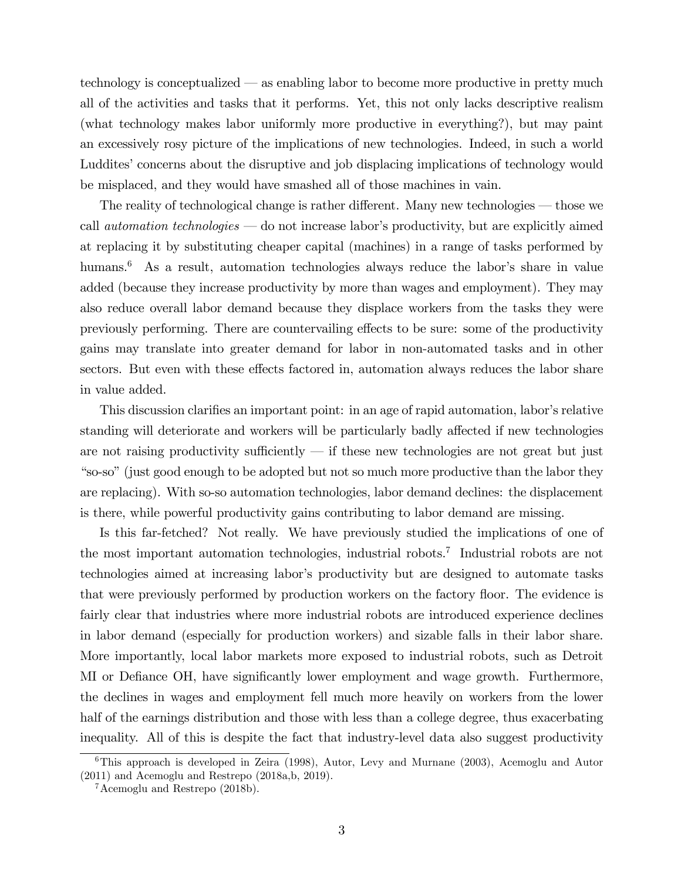technology is conceptualized — as enabling labor to become more productive in pretty much all of the activities and tasks that it performs. Yet, this not only lacks descriptive realism (what technology makes labor uniformly more productive in everything?), but may paint an excessively rosy picture of the implications of new technologies. Indeed, in such a world Luddites' concerns about the disruptive and job displacing implications of technology would be misplaced, and they would have smashed all of those machines in vain.

The reality of technological change is rather different. Many new technologies — those we call *automation technologies* — do not increase labor's productivity, but are explicitly aimed at replacing it by substituting cheaper capital (machines) in a range of tasks performed by humans.[6] As a result, automation technologies always reduce the labor's share in value added (because they increase productivity by more than wages and employment). They may also reduce overall labor demand because they displace workers from the tasks they were previously performing. There are countervailing effects to be sure: some of the productivity gains may translate into greater demand for labor in non-automated tasks and in other sectors. But even with these effects factored in, automation always reduces the labor share in value added.

This discussion clarifies an important point: in an age of rapid automation, labor's relative standing will deteriorate and workers will be particularly badly affected if new technologies are not raising productivity sufficiently — if these new technologies are not great but just "so-so" (just good enough to be adopted but not so much more productive than the labor they are replacing). With so-so automation technologies, labor demand declines: the displacement is there, while powerful productivity gains contributing to labor demand are missing.

Is this far-fetched? Not really. We have previously studied the implications of one of the most important automation technologies, industrial robots.[7] Industrial robots are not technologies aimed at increasing labor's productivity but are designed to automate tasks that were previously performed by production workers on the factory floor. The evidence is fairly clear that industries where more industrial robots are introduced experience declines in labor demand (especially for production workers) and sizable falls in their labor share. More importantly, local labor markets more exposed to industrial robots, such as Detroit MI or Defiance OH, have significantly lower employment and wage growth. Furthermore, the declines in wages and employment fell much more heavily on workers from the lower half of the earnings distribution and those with less than a college degree, thus exacerbating inequality. All of this is despite the fact that industry-level data also suggest productivity

[6] This approach is developed in Zeira (1998), Autor, Levy and Murnane (2003), Acemoglu and Autor (2011) and Acemoglu and Restrepo (2018a,b, 2019).

[7] Acemoglu and Restrepo (2018b).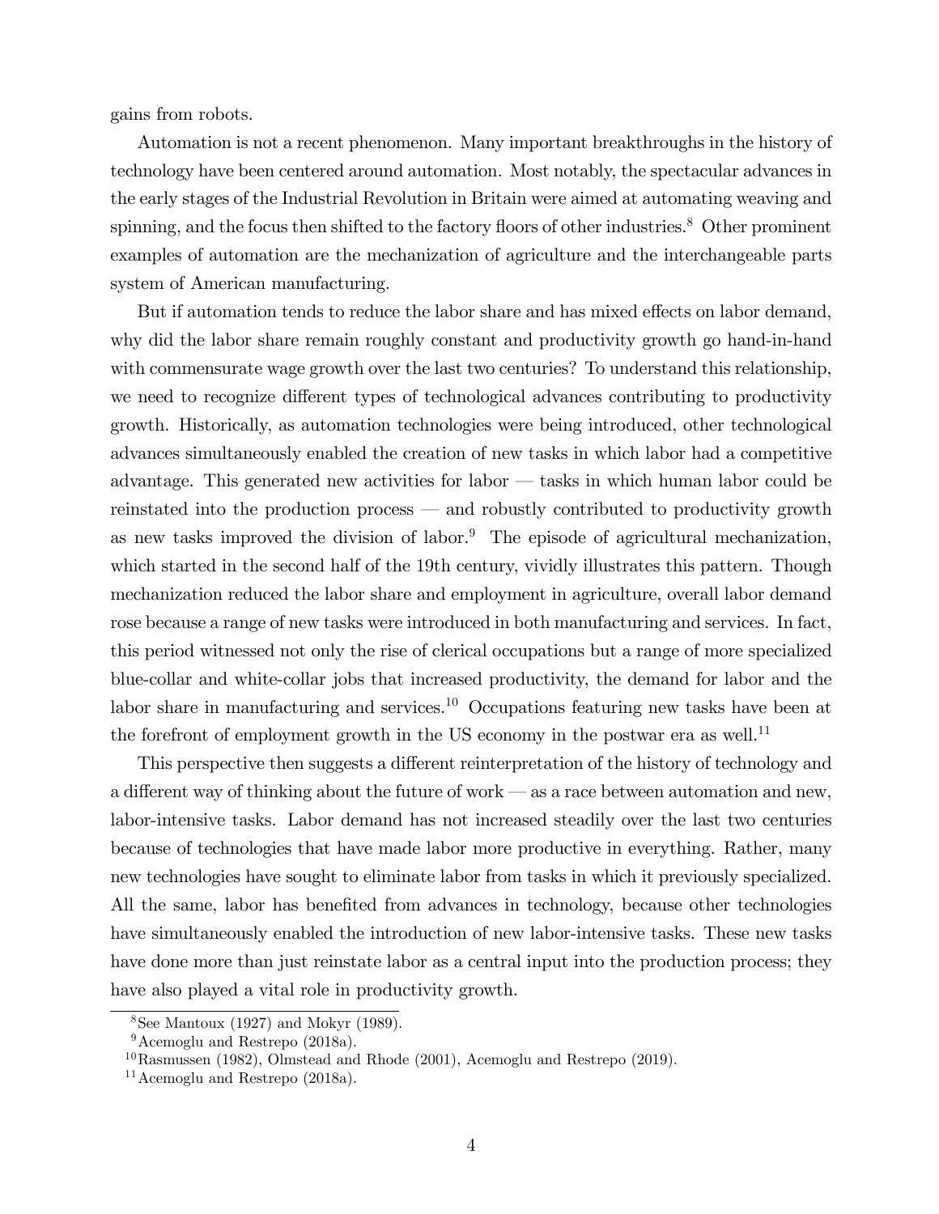gains from robots.

Automation is not a recent phenomenon. Many important breakthroughs in the history of technology have been centered around automation. Most notably, the spectacular advances in the early stages of the Industrial Revolution in Britain were aimed at automating weaving and spinning, and the focus then shifted to the factory floors of other industries.[8] Other prominent examples of automation are the mechanization of agriculture and the interchangeable parts system of American manufacturing.

But if automation tends to reduce the labor share and has mixed effects on labor demand, why did the labor share remain roughly constant and productivity growth go hand-in-hand with commensurate wage growth over the last two centuries? To understand this relationship, we need to recognize different types of technological advances contributing to productivity growth. Historically, as automation technologies were being introduced, other technological advances simultaneously enabled the creation of new tasks in which labor had a competitive advantage. This generated new activities for labor — tasks in which human labor could be reinstated into the production process — and robustly contributed to productivity growth as new tasks improved the division of labor.[9] The episode of agricultural mechanization, which started in the second half of the 19th century, vividly illustrates this pattern. Though mechanization reduced the labor share and employment in agriculture, overall labor demand rose because a range of new tasks were introduced in both manufacturing and services. In fact, this period witnessed not only the rise of clerical occupations but a range of more specialized blue-collar and white-collar jobs that increased productivity, the demand for labor and the labor share in manufacturing and services.[10] Occupations featuring new tasks have been at the forefront of employment growth in the US economy in the postwar era as well.[11]

This perspective then suggests a different reinterpretation of the history of technology and a different way of thinking about the future of work — as a race between automation and new, labor-intensive tasks. Labor demand has not increased steadily over the last two centuries because of technologies that have made labor more productive in everything. Rather, many new technologies have sought to eliminate labor from tasks in which it previously specialized. All the same, labor has benefited from advances in technology, because other technologies have simultaneously enabled the introduction of new labor-intensive tasks. These new tasks have done more than just reinstate labor as a central input into the production process; they have also played a vital role in productivity growth.

[8] See Mantoux (1927) and Mokyr (1989).

[9] Acemoglu and Restrepo (2018a).

[10] Rasmussen (1982), Olmstead and Rhode (2001), Acemoglu and Restrepo (2019).

[11] Acemoglu and Restrepo (2018a).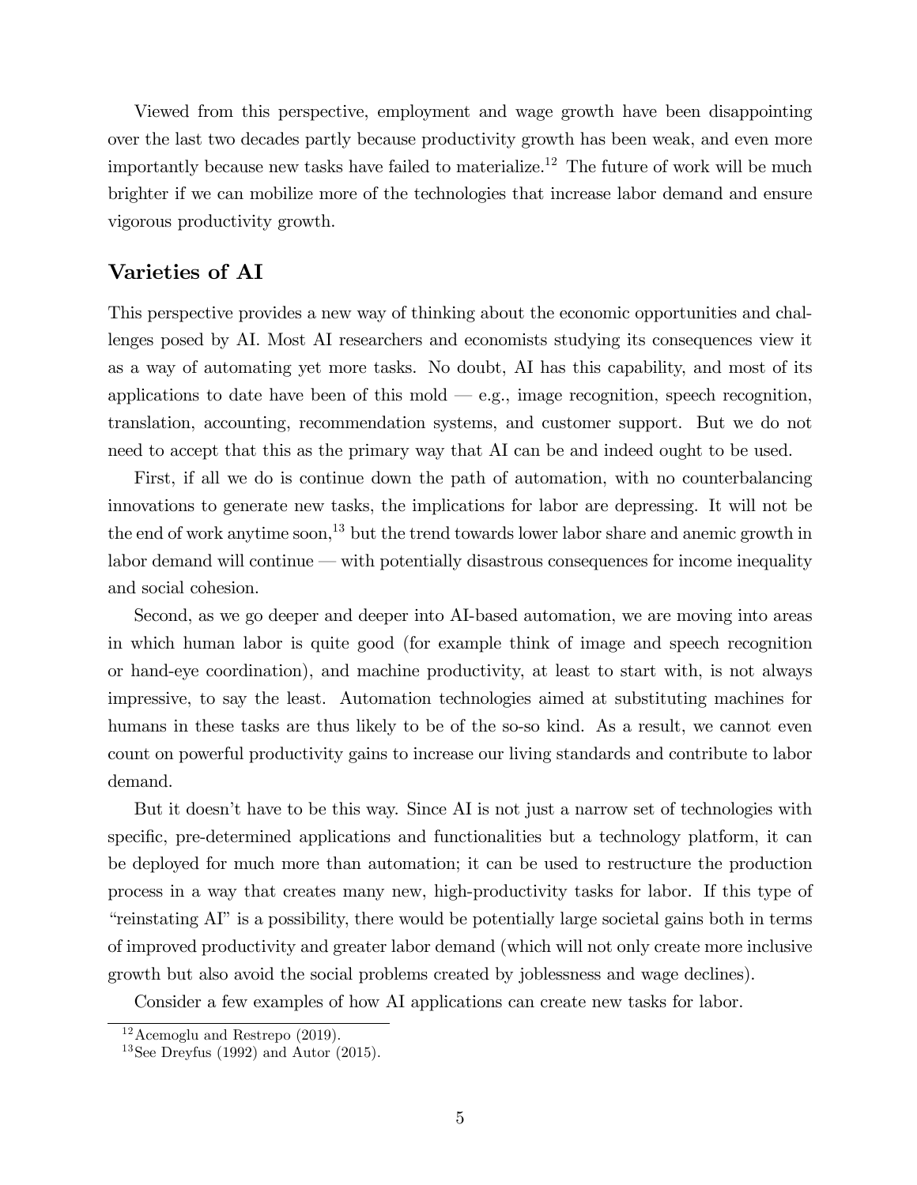Viewed from this perspective, employment and wage growth have been disappointing over the last two decades partly because productivity growth has been weak, and even more importantly because new tasks have failed to materialize.[12] The future of work will be much brighter if we can mobilize more of the technologies that increase labor demand and ensure vigorous productivity growth.

## Varieties of AI

This perspective provides a new way of thinking about the economic opportunities and challenges posed by AI. Most AI researchers and economists studying its consequences view it as a way of automating yet more tasks. No doubt, AI has this capability, and most of its applications to date have been of this mold — e.g., image recognition, speech recognition, translation, accounting, recommendation systems, and customer support. But we do not need to accept that this as the primary way that AI can be and indeed ought to be used.

First, if all we do is continue down the path of automation, with no counterbalancing innovations to generate new tasks, the implications for labor are depressing. It will not be the end of work anytime soon,[13] but the trend towards lower labor share and anemic growth in labor demand will continue — with potentially disastrous consequences for income inequality and social cohesion.

Second, as we go deeper and deeper into AI-based automation, we are moving into areas in which human labor is quite good (for example think of image and speech recognition or hand-eye coordination), and machine productivity, at least to start with, is not always impressive, to say the least. Automation technologies aimed at substituting machines for humans in these tasks are thus likely to be of the so-so kind. As a result, we cannot even count on powerful productivity gains to increase our living standards and contribute to labor demand.

But it doesn't have to be this way. Since AI is not just a narrow set of technologies with specific, pre-determined applications and functionalities but a technology platform, it can be deployed for much more than automation; it can be used to restructure the production process in a way that creates many new, high-productivity tasks for labor. If this type of "reinstating AI" is a possibility, there would be potentially large societal gains both in terms of improved productivity and greater labor demand (which will not only create more inclusive growth but also avoid the social problems created by joblessness and wage declines).

Consider a few examples of how AI applications can create new tasks for labor.

[12] Acemoglu and Restrepo (2019).

[13] See Dreyfus (1992) and Autor (2015).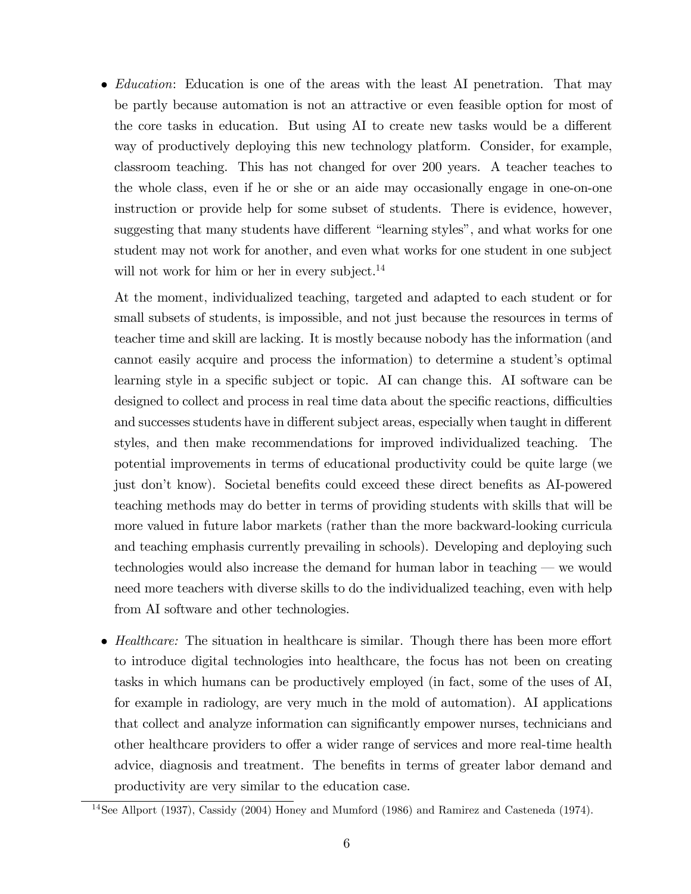- *Education*: Education is one of the areas with the least AI penetration. That may be partly because automation is not an attractive or even feasible option for most of the core tasks in education. But using AI to create new tasks would be a different way of productively deploying this new technology platform. Consider, for example, classroom teaching. This has not changed for over 200 years. A teacher teaches to the whole class, even if he or she or an aide may occasionally engage in one-on-one instruction or provide help for some subset of students. There is evidence, however, suggesting that many students have different "learning styles", and what works for one student may not work for another, and even what works for one student in one subject will not work for him or her in every subject.[14]

  At the moment, individualized teaching, targeted and adapted to each student or for small subsets of students, is impossible, and not just because the resources in terms of teacher time and skill are lacking. It is mostly because nobody has the information (and cannot easily acquire and process the information) to determine a student's optimal learning style in a specific subject or topic. AI can change this. AI software can be designed to collect and process in real time data about the specific reactions, difficulties and successes students have in different subject areas, especially when taught in different styles, and then make recommendations for improved individualized teaching. The potential improvements in terms of educational productivity could be quite large (we just don't know). Societal benefits could exceed these direct benefits as AI-powered teaching methods may do better in terms of providing students with skills that will be more valued in future labor markets (rather than the more backward-looking curricula and teaching emphasis currently prevailing in schools). Developing and deploying such technologies would also increase the demand for human labor in teaching — we would need more teachers with diverse skills to do the individualized teaching, even with help from AI software and other technologies.

- *Healthcare:* The situation in healthcare is similar. Though there has been more effort to introduce digital technologies into healthcare, the focus has not been on creating tasks in which humans can be productively employed (in fact, some of the uses of AI, for example in radiology, are very much in the mold of automation). AI applications that collect and analyze information can significantly empower nurses, technicians and other healthcare providers to offer a wider range of services and more real-time health advice, diagnosis and treatment. The benefits in terms of greater labor demand and productivity are very similar to the education case.

[14] See Allport (1937), Cassidy (2004) Honey and Mumford (1986) and Ramirez and Casteneda (1974).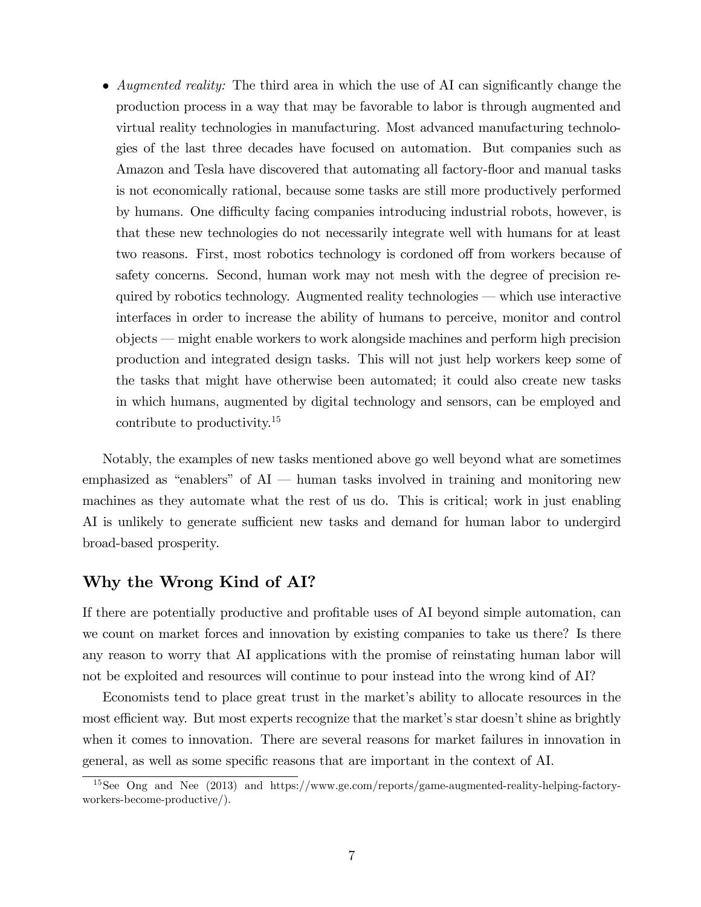- *Augmented reality:* The third area in which the use of AI can significantly change the production process in a way that may be favorable to labor is through augmented and virtual reality technologies in manufacturing. Most advanced manufacturing technologies of the last three decades have focused on automation. But companies such as Amazon and Tesla have discovered that automating all factory-floor and manual tasks is not economically rational, because some tasks are still more productively performed by humans. One difficulty facing companies introducing industrial robots, however, is that these new technologies do not necessarily integrate well with humans for at least two reasons. First, most robotics technology is cordoned off from workers because of safety concerns. Second, human work may not mesh with the degree of precision required by robotics technology. Augmented reality technologies — which use interactive interfaces in order to increase the ability of humans to perceive, monitor and control objects — might enable workers to work alongside machines and perform high precision production and integrated design tasks. This will not just help workers keep some of the tasks that might have otherwise been automated; it could also create new tasks in which humans, augmented by digital technology and sensors, can be employed and contribute to productivity.[15]

Notably, the examples of new tasks mentioned above go well beyond what are sometimes emphasized as "enablers" of AI — human tasks involved in training and monitoring new machines as they automate what the rest of us do. This is critical; work in just enabling AI is unlikely to generate sufficient new tasks and demand for human labor to undergird broad-based prosperity.

## Why the Wrong Kind of AI?

If there are potentially productive and profitable uses of AI beyond simple automation, can we count on market forces and innovation by existing companies to take us there? Is there any reason to worry that AI applications with the promise of reinstating human labor will not be exploited and resources will continue to pour instead into the wrong kind of AI?

Economists tend to place great trust in the market's ability to allocate resources in the most efficient way. But most experts recognize that the market's star doesn't shine as brightly when it comes to innovation. There are several reasons for market failures in innovation in general, as well as some specific reasons that are important in the context of AI.

[15] See Ong and Nee (2013) and https://www.ge.com/reports/game-augmented-reality-helping-factory-workers-become-productive/).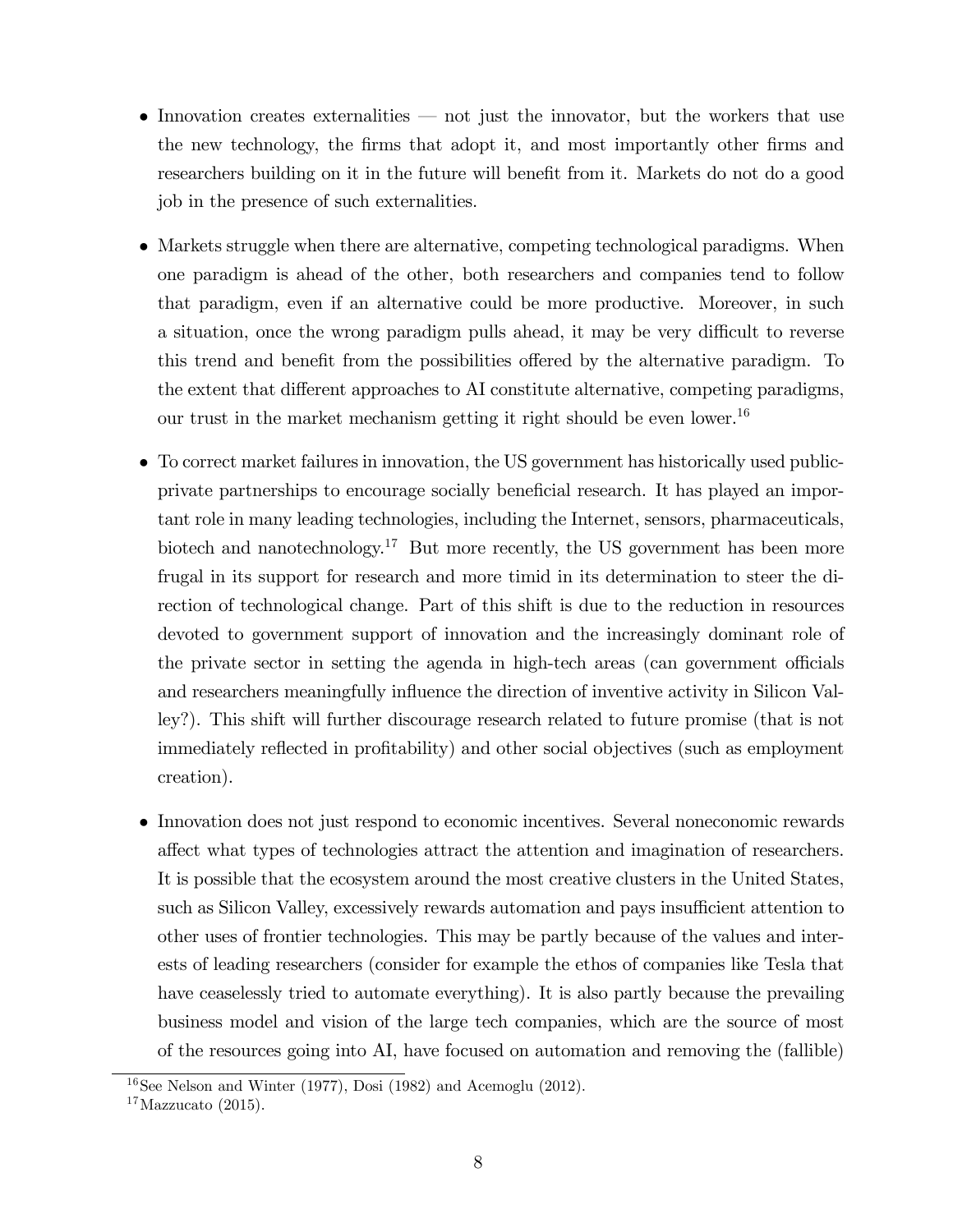- Innovation creates externalities — not just the innovator, but the workers that use the new technology, the firms that adopt it, and most importantly other firms and researchers building on it in the future will benefit from it. Markets do not do a good job in the presence of such externalities.

- Markets struggle when there are alternative, competing technological paradigms. When one paradigm is ahead of the other, both researchers and companies tend to follow that paradigm, even if an alternative could be more productive. Moreover, in such a situation, once the wrong paradigm pulls ahead, it may be very difficult to reverse this trend and benefit from the possibilities offered by the alternative paradigm. To the extent that different approaches to AI constitute alternative, competing paradigms, our trust in the market mechanism getting it right should be even lower.[16]

- To correct market failures in innovation, the US government has historically used public-private partnerships to encourage socially beneficial research. It has played an important role in many leading technologies, including the Internet, sensors, pharmaceuticals, biotech and nanotechnology.[17] But more recently, the US government has been more frugal in its support for research and more timid in its determination to steer the direction of technological change. Part of this shift is due to the reduction in resources devoted to government support of innovation and the increasingly dominant role of the private sector in setting the agenda in high-tech areas (can government officials and researchers meaningfully influence the direction of inventive activity in Silicon Valley?). This shift will further discourage research related to future promise (that is not immediately reflected in profitability) and other social objectives (such as employment creation).

- Innovation does not just respond to economic incentives. Several noneconomic rewards affect what types of technologies attract the attention and imagination of researchers. It is possible that the ecosystem around the most creative clusters in the United States, such as Silicon Valley, excessively rewards automation and pays insufficient attention to other uses of frontier technologies. This may be partly because of the values and interests of leading researchers (consider for example the ethos of companies like Tesla that have ceaselessly tried to automate everything). It is also partly because the prevailing business model and vision of the large tech companies, which are the source of most of the resources going into AI, have focused on automation and removing the (fallible)

[16] See Nelson and Winter (1977), Dosi (1982) and Acemoglu (2012).

[17] Mazzucato (2015).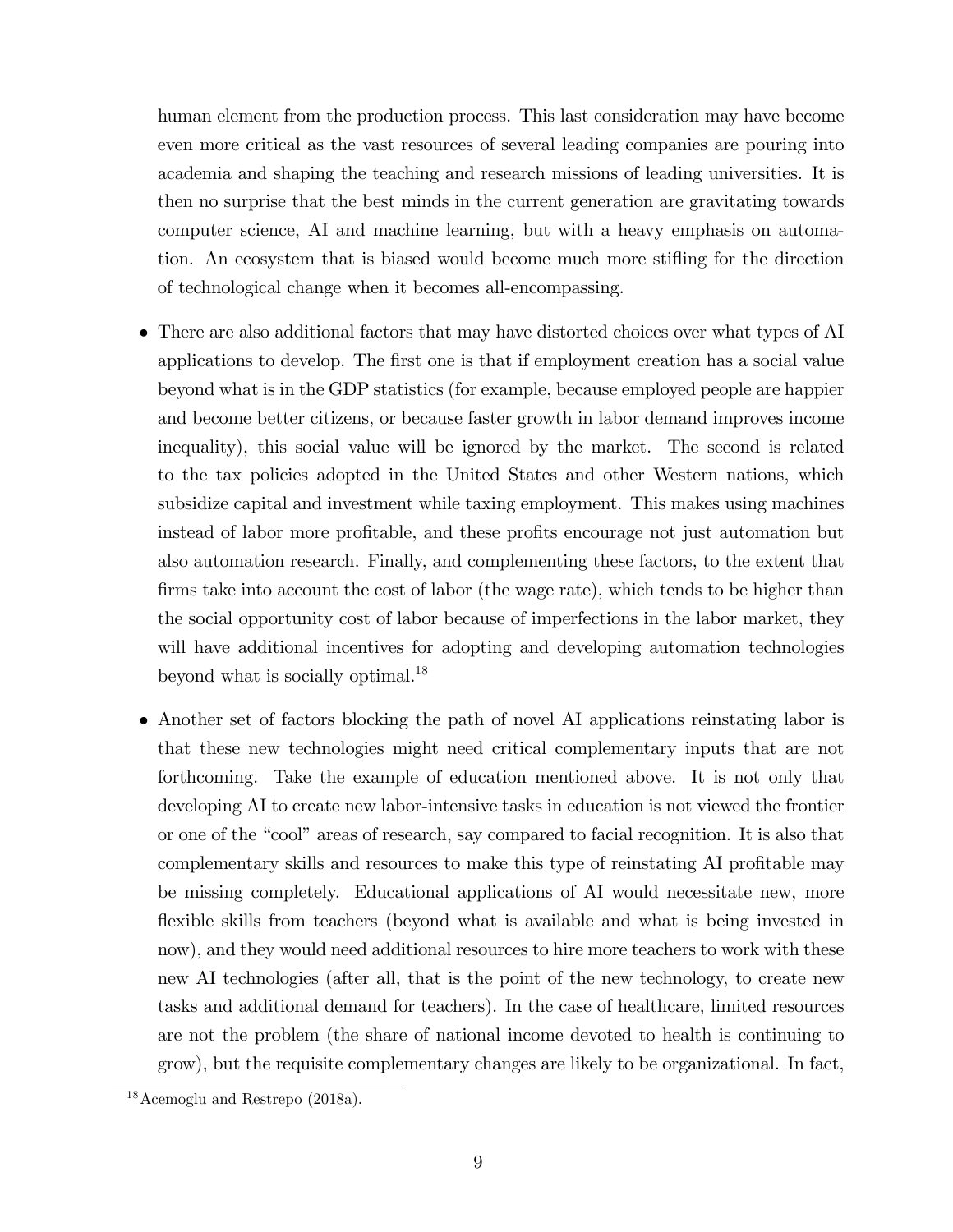human element from the production process. This last consideration may have become even more critical as the vast resources of several leading companies are pouring into academia and shaping the teaching and research missions of leading universities. It is then no surprise that the best minds in the current generation are gravitating towards computer science, AI and machine learning, but with a heavy emphasis on automation. An ecosystem that is biased would become much more stifling for the direction of technological change when it becomes all-encompassing.

- There are also additional factors that may have distorted choices over what types of AI applications to develop. The first one is that if employment creation has a social value beyond what is in the GDP statistics (for example, because employed people are happier and become better citizens, or because faster growth in labor demand improves income inequality), this social value will be ignored by the market. The second is related to the tax policies adopted in the United States and other Western nations, which subsidize capital and investment while taxing employment. This makes using machines instead of labor more profitable, and these profits encourage not just automation but also automation research. Finally, and complementing these factors, to the extent that firms take into account the cost of labor (the wage rate), which tends to be higher than the social opportunity cost of labor because of imperfections in the labor market, they will have additional incentives for adopting and developing automation technologies beyond what is socially optimal.[18]

- Another set of factors blocking the path of novel AI applications reinstating labor is that these new technologies might need critical complementary inputs that are not forthcoming. Take the example of education mentioned above. It is not only that developing AI to create new labor-intensive tasks in education is not viewed the frontier or one of the "cool" areas of research, say compared to facial recognition. It is also that complementary skills and resources to make this type of reinstating AI profitable may be missing completely. Educational applications of AI would necessitate new, more flexible skills from teachers (beyond what is available and what is being invested in now), and they would need additional resources to hire more teachers to work with these new AI technologies (after all, that is the point of the new technology, to create new tasks and additional demand for teachers). In the case of healthcare, limited resources are not the problem (the share of national income devoted to health is continuing to grow), but the requisite complementary changes are likely to be organizational. In fact,

[18] Acemoglu and Restrepo (2018a).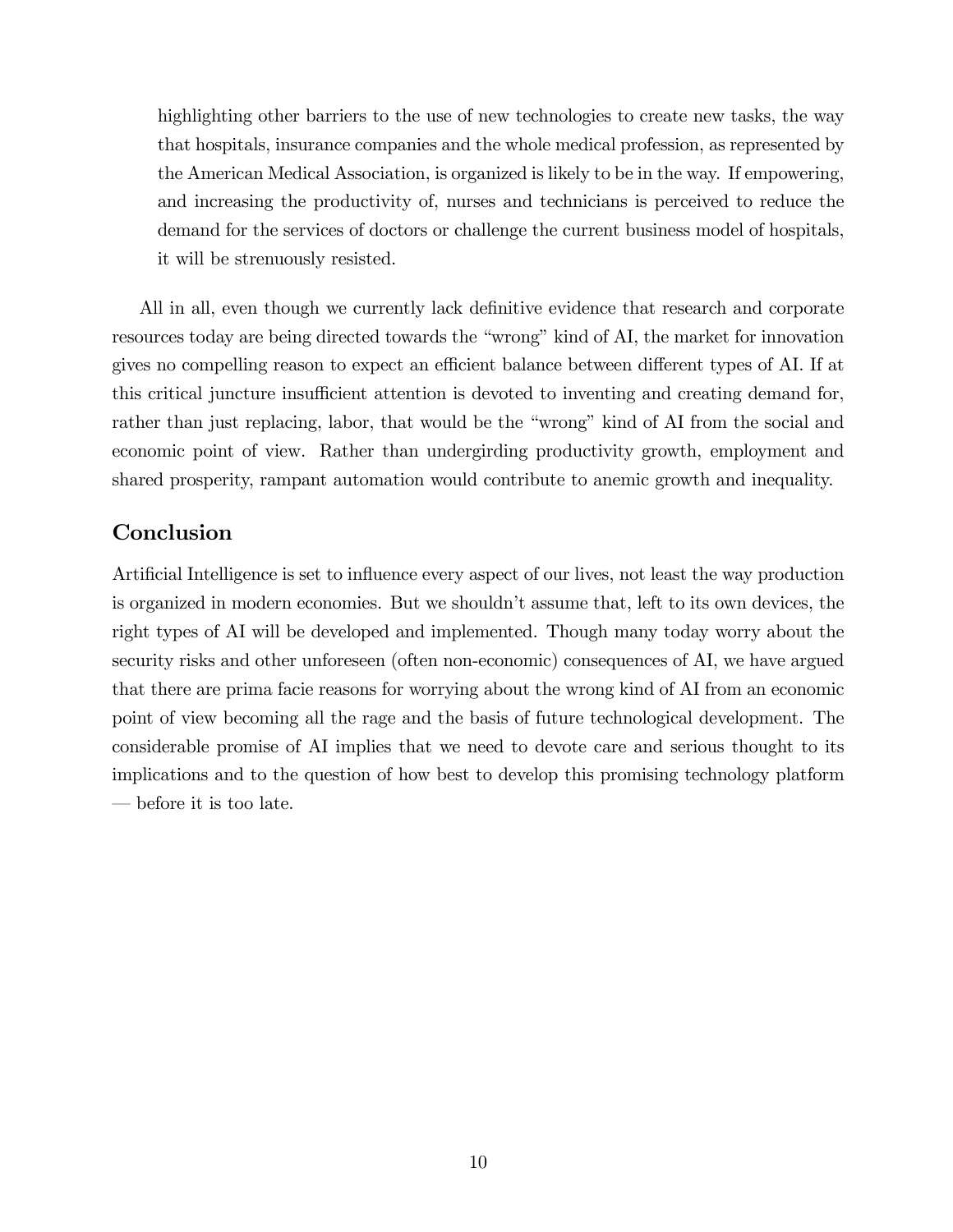> highlighting other barriers to the use of new technologies to create new tasks, the way that hospitals, insurance companies and the whole medical profession, as represented by the American Medical Association, is organized is likely to be in the way. If empowering, and increasing the productivity of, nurses and technicians is perceived to reduce the demand for the services of doctors or challenge the current business model of hospitals, it will be strenuously resisted.

All in all, even though we currently lack definitive evidence that research and corporate resources today are being directed towards the "wrong" kind of AI, the market for innovation gives no compelling reason to expect an efficient balance between different types of AI. If at this critical juncture insufficient attention is devoted to inventing and creating demand for, rather than just replacing, labor, that would be the "wrong" kind of AI from the social and economic point of view. Rather than undergirding productivity growth, employment and shared prosperity, rampant automation would contribute to anemic growth and inequality.

## Conclusion

Artificial Intelligence is set to influence every aspect of our lives, not least the way production is organized in modern economies. But we shouldn't assume that, left to its own devices, the right types of AI will be developed and implemented. Though many today worry about the security risks and other unforeseen (often non-economic) consequences of AI, we have argued that there are prima facie reasons for worrying about the wrong kind of AI from an economic point of view becoming all the rage and the basis of future technological development. The considerable promise of AI implies that we need to devote care and serious thought to its implications and to the question of how best to develop this promising technology platform — before it is too late.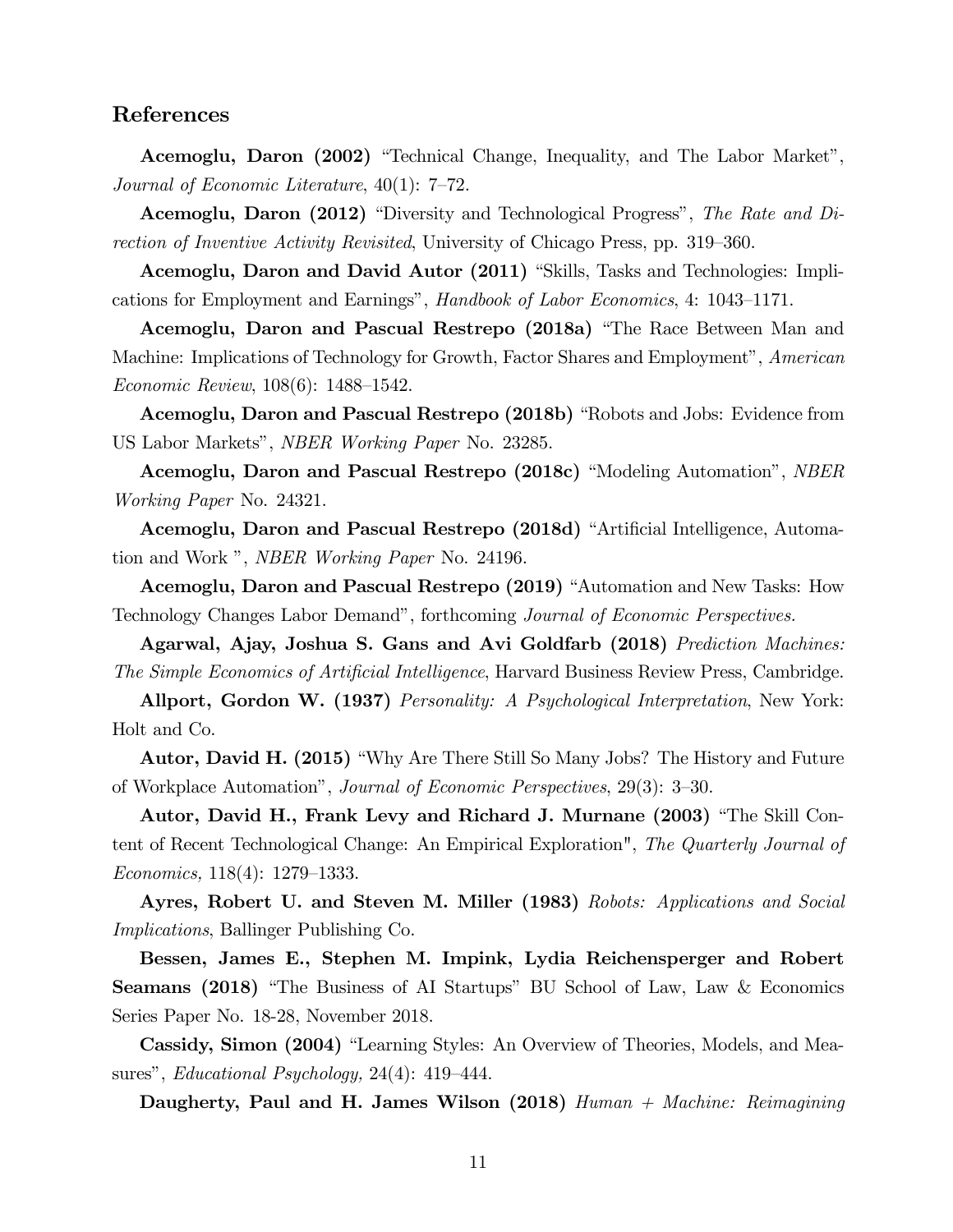## References

**Acemoglu, Daron (2002)** "Technical Change, Inequality, and The Labor Market", *Journal of Economic Literature*, 40(1): 7–72.

**Acemoglu, Daron (2012)** "Diversity and Technological Progress", *The Rate and Direction of Inventive Activity Revisited*, University of Chicago Press, pp. 319–360.

**Acemoglu, Daron and David Autor (2011)** "Skills, Tasks and Technologies: Implications for Employment and Earnings", *Handbook of Labor Economics*, 4: 1043–1171.

**Acemoglu, Daron and Pascual Restrepo (2018a)** "The Race Between Man and Machine: Implications of Technology for Growth, Factor Shares and Employment", *American Economic Review*, 108(6): 1488–1542.

**Acemoglu, Daron and Pascual Restrepo (2018b)** "Robots and Jobs: Evidence from US Labor Markets", *NBER Working Paper* No. 23285.

**Acemoglu, Daron and Pascual Restrepo (2018c)** "Modeling Automation", *NBER Working Paper* No. 24321.

**Acemoglu, Daron and Pascual Restrepo (2018d)** "Artificial Intelligence, Automation and Work ", *NBER Working Paper* No. 24196.

**Acemoglu, Daron and Pascual Restrepo (2019)** "Automation and New Tasks: How Technology Changes Labor Demand", forthcoming *Journal of Economic Perspectives.*

**Agarwal, Ajay, Joshua S. Gans and Avi Goldfarb (2018)** *Prediction Machines: The Simple Economics of Artificial Intelligence*, Harvard Business Review Press, Cambridge.

**Allport, Gordon W. (1937)** *Personality: A Psychological Interpretation*, New York: Holt and Co.

**Autor, David H. (2015)** "Why Are There Still So Many Jobs? The History and Future of Workplace Automation", *Journal of Economic Perspectives*, 29(3): 3–30.

**Autor, David H., Frank Levy and Richard J. Murnane (2003)** "The Skill Content of Recent Technological Change: An Empirical Exploration", *The Quarterly Journal of Economics,* 118(4): 1279–1333.

**Ayres, Robert U. and Steven M. Miller (1983)** *Robots: Applications and Social Implications*, Ballinger Publishing Co.

**Bessen, James E., Stephen M. Impink, Lydia Reichensperger and Robert Seamans (2018)** "The Business of AI Startups" BU School of Law, Law & Economics Series Paper No. 18-28, November 2018.

**Cassidy, Simon (2004)** "Learning Styles: An Overview of Theories, Models, and Measures", *Educational Psychology,* 24(4): 419–444.

**Daugherty, Paul and H. James Wilson (2018)** *Human + Machine: Reimagining*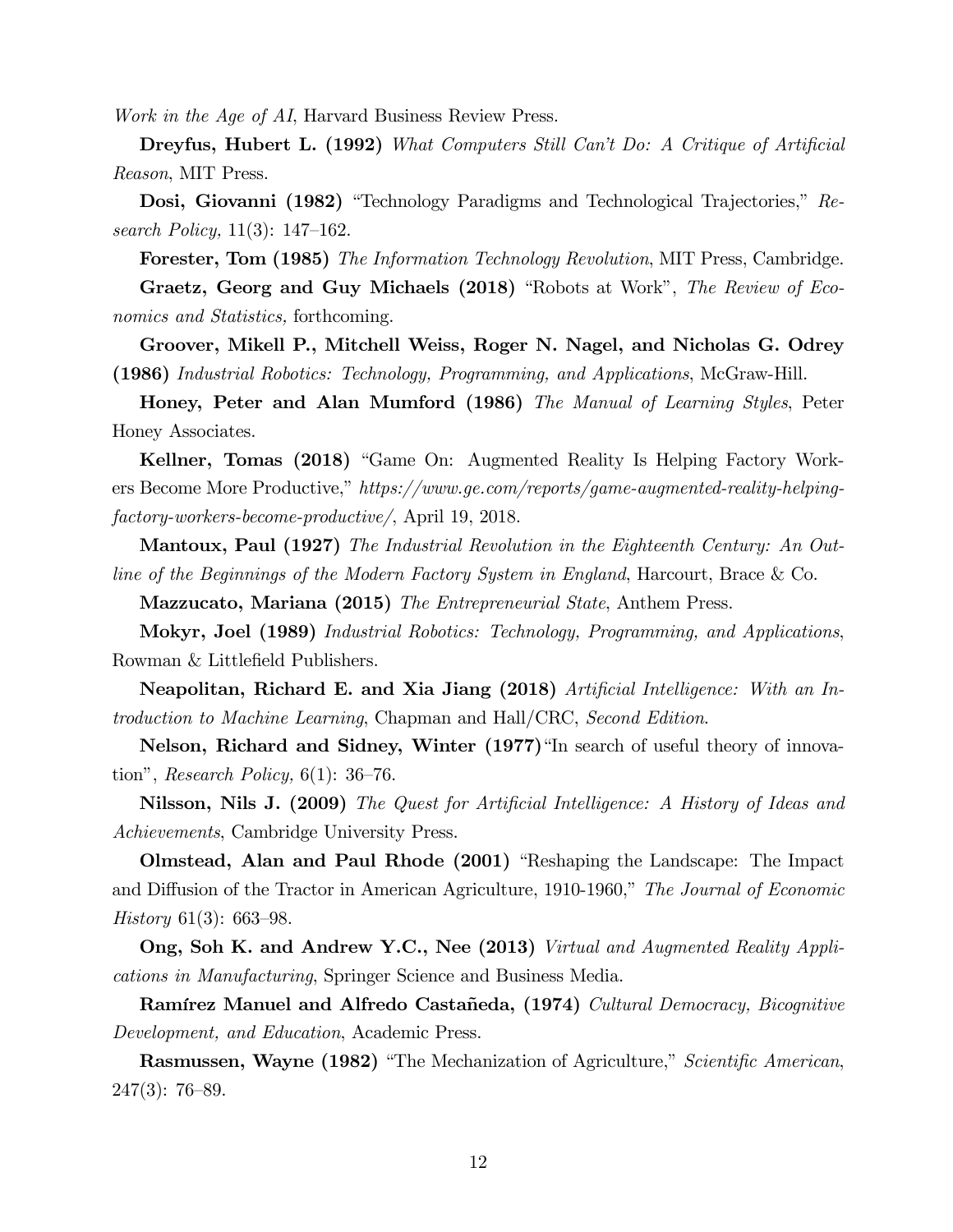*Work in the Age of AI*, Harvard Business Review Press.

**Dreyfus, Hubert L. (1992)** *What Computers Still Can't Do: A Critique of Artificial Reason*, MIT Press.

**Dosi, Giovanni (1982)** "Technology Paradigms and Technological Trajectories," *Research Policy,* 11(3): 147–162.

**Forester, Tom (1985)** *The Information Technology Revolution*, MIT Press, Cambridge.

**Graetz, Georg and Guy Michaels (2018)** "Robots at Work", *The Review of Economics and Statistics,* forthcoming.

**Groover, Mikell P., Mitchell Weiss, Roger N. Nagel, and Nicholas G. Odrey (1986)** *Industrial Robotics: Technology, Programming, and Applications*, McGraw-Hill.

**Honey, Peter and Alan Mumford (1986)** *The Manual of Learning Styles*, Peter Honey Associates.

**Kellner, Tomas (2018)** "Game On: Augmented Reality Is Helping Factory Workers Become More Productive," *https://www.ge.com/reports/game-augmented-reality-helping-factory-workers-become-productive/*, April 19, 2018.

**Mantoux, Paul (1927)** *The Industrial Revolution in the Eighteenth Century: An Outline of the Beginnings of the Modern Factory System in England*, Harcourt, Brace & Co.

**Mazzucato, Mariana (2015)** *The Entrepreneurial State*, Anthem Press.

**Mokyr, Joel (1989)** *Industrial Robotics: Technology, Programming, and Applications*, Rowman & Littlefield Publishers.

**Neapolitan, Richard E. and Xia Jiang (2018)** *Artificial Intelligence: With an Introduction to Machine Learning*, Chapman and Hall/CRC, *Second Edition*.

**Nelson, Richard and Sidney, Winter (1977)**"In search of useful theory of innovation", *Research Policy,* 6(1): 36–76.

**Nilsson, Nils J. (2009)** *The Quest for Artificial Intelligence: A History of Ideas and Achievements*, Cambridge University Press.

**Olmstead, Alan and Paul Rhode (2001)** "Reshaping the Landscape: The Impact and Diffusion of the Tractor in American Agriculture, 1910-1960," *The Journal of Economic History* 61(3): 663–98.

**Ong, Soh K. and Andrew Y.C., Nee (2013)** *Virtual and Augmented Reality Applications in Manufacturing*, Springer Science and Business Media.

**Ramírez Manuel and Alfredo Castañeda, (1974)** *Cultural Democracy, Bicognitive Development, and Education*, Academic Press.

**Rasmussen, Wayne (1982)** "The Mechanization of Agriculture," *Scientific American*, 247(3): 76–89.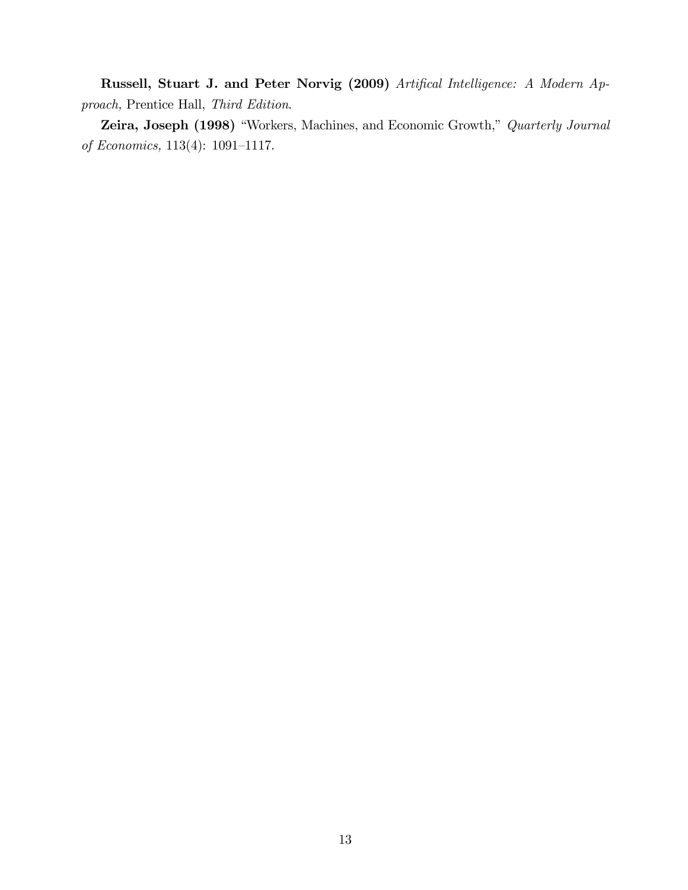**Russell, Stuart J. and Peter Norvig (2009)** *Artifical Intelligence: A Modern Approach,* Prentice Hall, *Third Edition*.

**Zeira, Joseph (1998)** "Workers, Machines, and Economic Growth," *Quarterly Journal of Economics,* 113(4): 1091–1117.